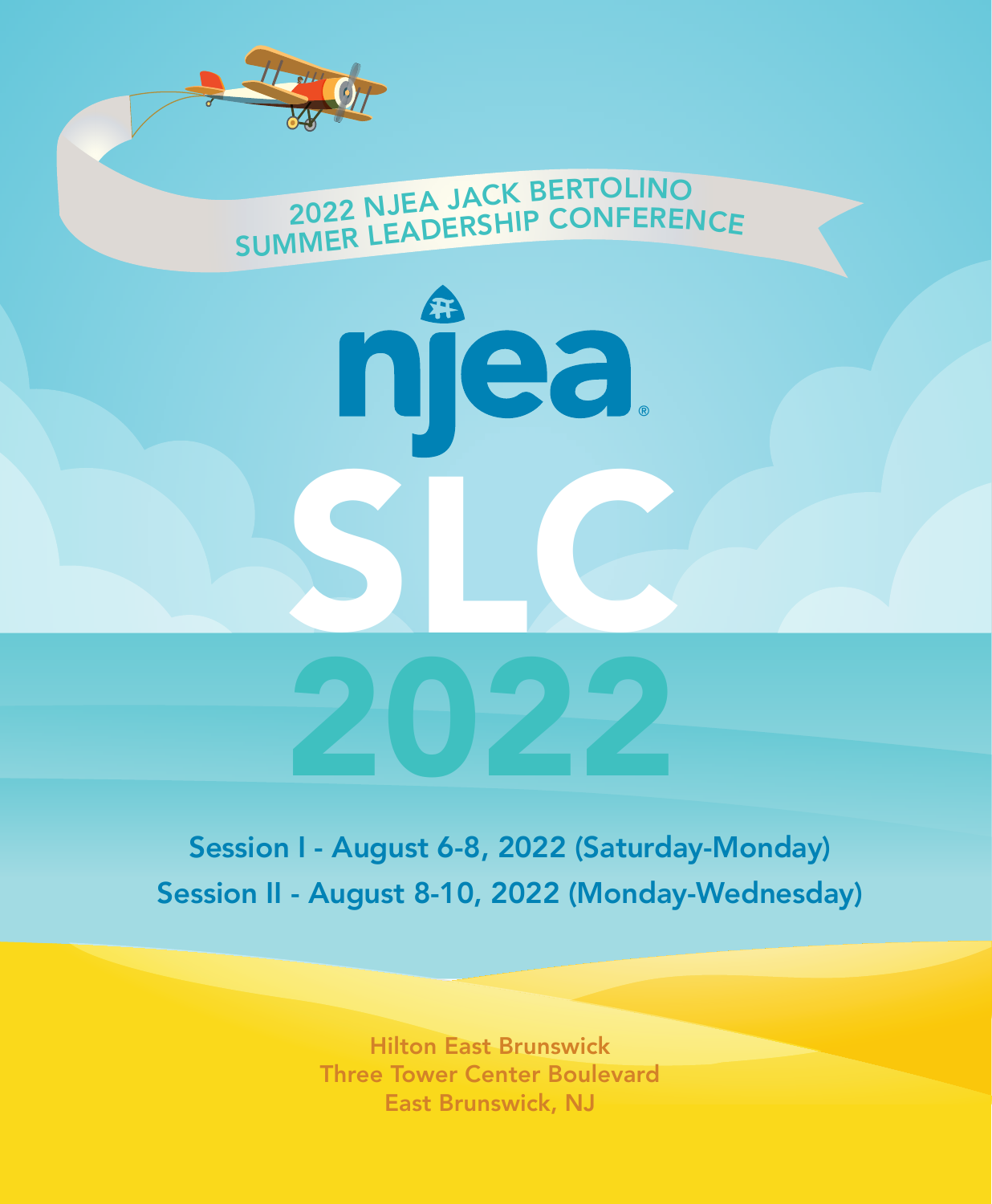## 2022 NJEA JACK BERTOLINO SUMMER LEADERSHIP CONFERENCE

# njea SLC 2022

**Session I - August 6-8, 2022 (Saturday-Monday)**

**Session II - August 8-10, 2022 (Monday-Wednesday)**

Hilton East Brunswick
Three Tower Center Boulevard
East Brunswick, NJ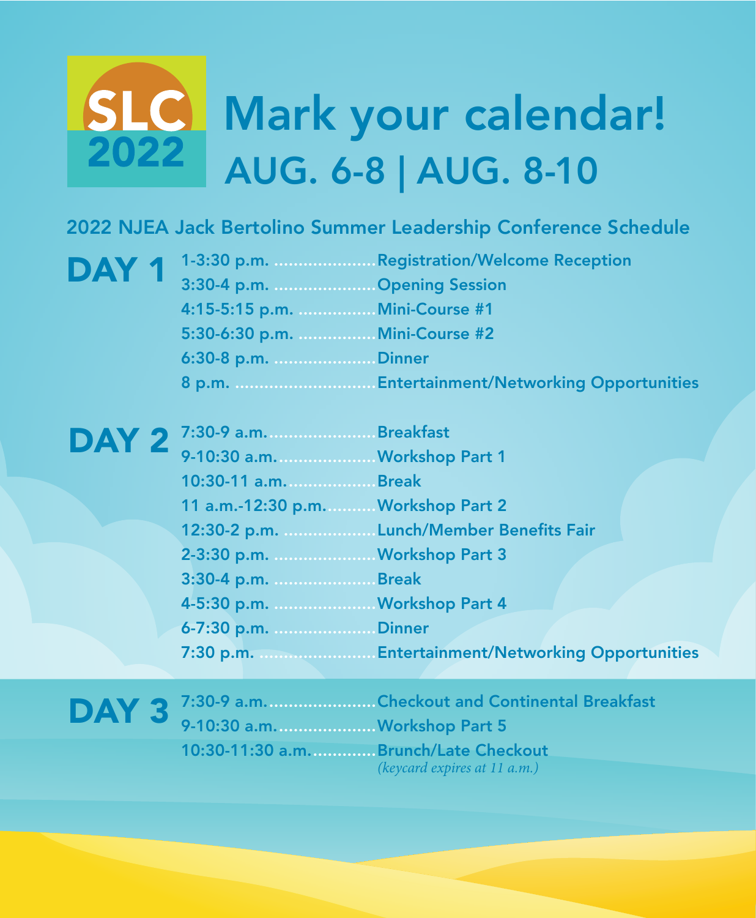SLC 2022

# Mark your calendar!

## AUG. 6-8 | AUG. 8-10

### 2022 NJEA Jack Bertolino Summer Leadership Conference Schedule

## DAY 1

- 1-3:30 p.m. ..................... Registration/Welcome Reception
- 3:30-4 p.m. ..................... Opening Session
- 4:15-5:15 p.m. ................ Mini-Course #1
- 5:30-6:30 p.m. ................ Mini-Course #2
- 6:30-8 p.m. ..................... Dinner
- 8 p.m. ............................. Entertainment/Networking Opportunities

## DAY 2

- 7:30-9 a.m. ..................... Breakfast
- 9-10:30 a.m. ................... Workshop Part 1
- 10:30-11 a.m. .................. Break
- 11 a.m.-12:30 p.m. .......... Workshop Part 2
- 12:30-2 p.m. ................... Lunch/Member Benefits Fair
- 2-3:30 p.m. ..................... Workshop Part 3
- 3:30-4 p.m. ..................... Break
- 4-5:30 p.m. ..................... Workshop Part 4
- 6-7:30 p.m. ..................... Dinner
- 7:30 p.m. ......................... Entertainment/Networking Opportunities

## DAY 3

- 7:30-9 a.m. ..................... Checkout and Continental Breakfast
- 9-10:30 a.m. ................... Workshop Part 5
- 10:30-11:30 a.m. ............. Brunch/Late Checkout *(keycard expires at 11 a.m.)*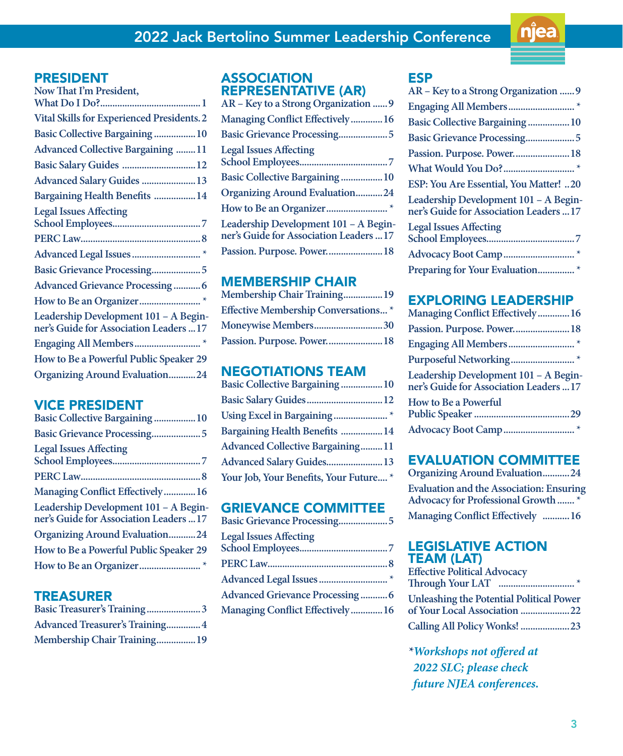## PRESIDENT

- Now That I'm President, What Do I Do?....1
- Vital Skills for Experienced Presidents. 2
- Basic Collective Bargaining....10
- Advanced Collective Bargaining....11
- Basic Salary Guides....12
- Advanced Salary Guides....13
- Bargaining Health Benefits....14
- Legal Issues Affecting School Employees....7
- PERC Law....8
- Advanced Legal Issues....*
- Basic Grievance Processing....5
- Advanced Grievance Processing....6
- How to Be an Organizer....*
- Leadership Development 101 – A Beginner's Guide for Association Leaders....17
- Engaging All Members....*
- How to Be a Powerful Public Speaker 29
- Organizing Around Evaluation....24

## VICE PRESIDENT

- Basic Collective Bargaining....10
- Basic Grievance Processing....5
- Legal Issues Affecting School Employees....7
- PERC Law....8
- Managing Conflict Effectively....16
- Leadership Development 101 – A Beginner's Guide for Association Leaders....17
- Organizing Around Evaluation....24
- How to Be a Powerful Public Speaker 29
- How to Be an Organizer....*

## TREASURER

- Basic Treasurer's Training....3
- Advanced Treasurer's Training....4
- Membership Chair Training....19

## ASSOCIATION REPRESENTATIVE (AR)

- AR – Key to a Strong Organization....9
- Managing Conflict Effectively....16
- Basic Grievance Processing....5
- Legal Issues Affecting School Employees....7
- Basic Collective Bargaining....10
- Organizing Around Evaluation....24
- How to Be an Organizer....*
- Leadership Development 101 – A Beginner's Guide for Association Leaders....17
- Passion. Purpose. Power....18

## MEMBERSHIP CHAIR

- Membership Chair Training....19
- Effective Membership Conversations....*
- Moneywise Members....30
- Passion. Purpose. Power....18

## NEGOTIATIONS TEAM

- Basic Collective Bargaining....10
- Basic Salary Guides....12
- Using Excel in Bargaining....*
- Bargaining Health Benefits....14
- Advanced Collective Bargaining....11
- Advanced Salary Guides....13
- Your Job, Your Benefits, Your Future....*

## GRIEVANCE COMMITTEE

- Basic Grievance Processing....5
- Legal Issues Affecting School Employees....7
- PERC Law....8
- Advanced Legal Issues....*
- Advanced Grievance Processing....6
- Managing Conflict Effectively....16

## ESP

- AR – Key to a Strong Organization....9
- Engaging All Members....*
- Basic Collective Bargaining....10
- Basic Grievance Processing....5
- Passion. Purpose. Power....18
- What Would You Do?....*
- ESP: You Are Essential, You Matter!..20
- Leadership Development 101 – A Beginner's Guide for Association Leaders....17
- Legal Issues Affecting School Employees....7
- Advocacy Boot Camp....*
- Preparing for Your Evaluation....*

## EXPLORING LEADERSHIP

- Managing Conflict Effectively....16
- Passion. Purpose. Power....18
- Engaging All Members....*
- Purposeful Networking....*
- Leadership Development 101 – A Beginner's Guide for Association Leaders....17
- How to Be a Powerful Public Speaker....29
- Advocacy Boot Camp....*

## EVALUATION COMMITTEE

- Organizing Around Evaluation....24
- Evaluation and the Association: Ensuring Advocacy for Professional Growth....*
- Managing Conflict Effectively....16

## LEGISLATIVE ACTION TEAM (LAT)

- Effective Political Advocacy Through Your LAT....*
- Unleashing the Potential Political Power of Your Local Association....22
- Calling All Policy Wonks!....23

****Workshops not offered at 2022 SLC; please check future NJEA conferences.***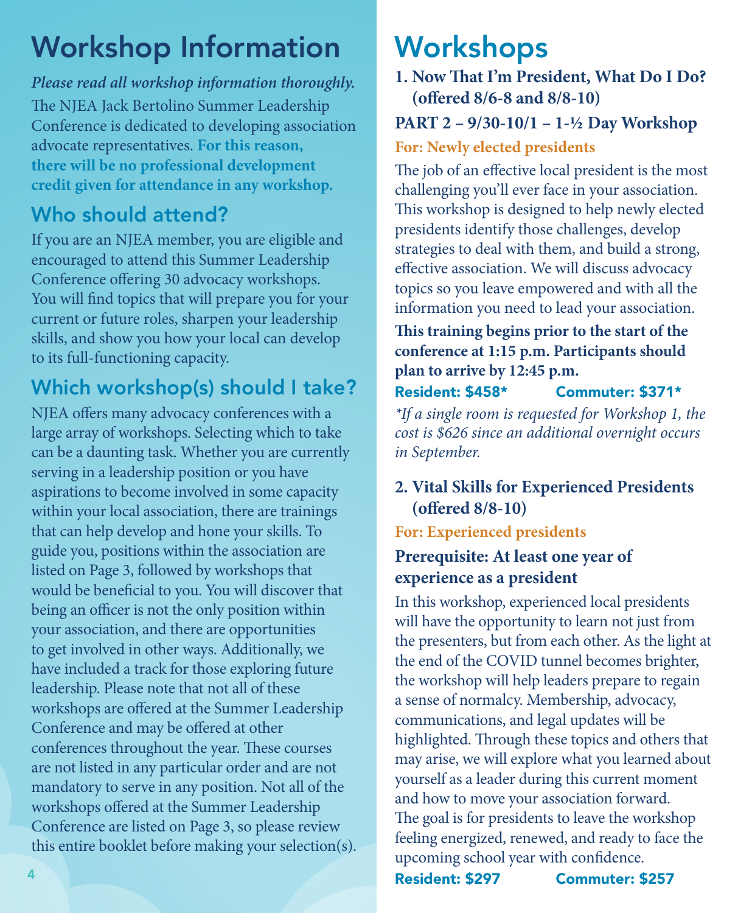# Workshop Information

***Please read all workshop information thoroughly.***

The NJEA Jack Bertolino Summer Leadership Conference is dedicated to developing association advocate representatives. **For this reason, there will be no professional development credit given for attendance in any workshop.**

## Who should attend?

If you are an NJEA member, you are eligible and encouraged to attend this Summer Leadership Conference offering 30 advocacy workshops. You will find topics that will prepare you for your current or future roles, sharpen your leadership skills, and show you how your local can develop to its full-functioning capacity.

## Which workshop(s) should I take?

NJEA offers many advocacy conferences with a large array of workshops. Selecting which to take can be a daunting task. Whether you are currently serving in a leadership position or you have aspirations to become involved in some capacity within your local association, there are trainings that can help develop and hone your skills. To guide you, positions within the association are listed on Page 3, followed by workshops that would be beneficial to you. You will discover that being an officer is not the only position within your association, and there are opportunities to get involved in other ways. Additionally, we have included a track for those exploring future leadership. Please note that not all of these workshops are offered at the Summer Leadership Conference and may be offered at other conferences throughout the year. These courses are not listed in any particular order and are not mandatory to serve in any position. Not all of the workshops offered at the Summer Leadership Conference are listed on Page 3, so please review this entire booklet before making your selection(s).

# Workshops

### 1. Now That I'm President, What Do I Do? (offered 8/6-8 and 8/8-10)

**PART 2 – 9/30-10/1 – 1-½ Day Workshop**

**For: Newly elected presidents**

The job of an effective local president is the most challenging you'll ever face in your association. This workshop is designed to help newly elected presidents identify those challenges, develop strategies to deal with them, and build a strong, effective association. We will discuss advocacy topics so you leave empowered and with all the information you need to lead your association.

**This training begins prior to the start of the conference at 1:15 p.m. Participants should plan to arrive by 12:45 p.m.**

**Resident: $458\*** **Commuter: $371\***

*\*If a single room is requested for Workshop 1, the cost is $626 since an additional overnight occurs in September.*

### 2. Vital Skills for Experienced Presidents (offered 8/8-10)

**For: Experienced presidents**

**Prerequisite: At least one year of experience as a president**

In this workshop, experienced local presidents will have the opportunity to learn not just from the presenters, but from each other. As the light at the end of the COVID tunnel becomes brighter, the workshop will help leaders prepare to regain a sense of normalcy. Membership, advocacy, communications, and legal updates will be highlighted. Through these topics and others that may arise, we will explore what you learned about yourself as a leader during this current moment and how to move your association forward. The goal is for presidents to leave the workshop feeling energized, renewed, and ready to face the upcoming school year with confidence.

**Resident: $297** **Commuter: $257**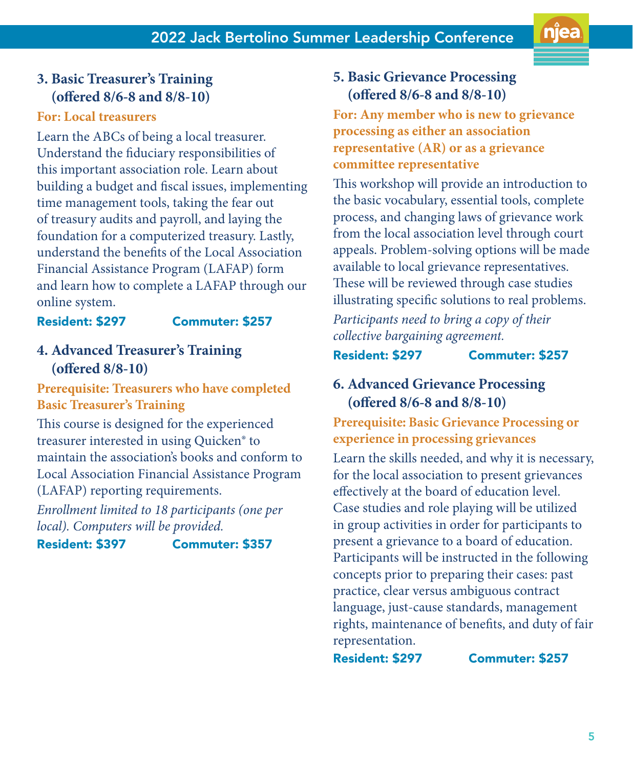### 3. Basic Treasurer's Training (offered 8/6-8 and 8/8-10)

**For: Local treasurers**

Learn the ABCs of being a local treasurer. Understand the fiduciary responsibilities of this important association role. Learn about building a budget and fiscal issues, implementing time management tools, taking the fear out of treasury audits and payroll, and laying the foundation for a computerized treasury. Lastly, understand the benefits of the Local Association Financial Assistance Program (LAFAP) form and learn how to complete a LAFAP through our online system.

**Resident: $297** **Commuter: $257**

### 4. Advanced Treasurer's Training (offered 8/8-10)

**Prerequisite: Treasurers who have completed Basic Treasurer's Training**

This course is designed for the experienced treasurer interested in using Quicken® to maintain the association's books and conform to Local Association Financial Assistance Program (LAFAP) reporting requirements.

*Enrollment limited to 18 participants (one per local). Computers will be provided.*

**Resident: $397** **Commuter: $357**

### 5. Basic Grievance Processing (offered 8/6-8 and 8/8-10)

**For: Any member who is new to grievance processing as either an association representative (AR) or as a grievance committee representative**

This workshop will provide an introduction to the basic vocabulary, essential tools, complete process, and changing laws of grievance work from the local association level through court appeals. Problem-solving options will be made available to local grievance representatives. These will be reviewed through case studies illustrating specific solutions to real problems.

*Participants need to bring a copy of their collective bargaining agreement.*

**Resident: $297** **Commuter: $257**

### 6. Advanced Grievance Processing (offered 8/6-8 and 8/8-10)

**Prerequisite: Basic Grievance Processing or experience in processing grievances**

Learn the skills needed, and why it is necessary, for the local association to present grievances effectively at the board of education level. Case studies and role playing will be utilized in group activities in order for participants to present a grievance to a board of education. Participants will be instructed in the following concepts prior to preparing their cases: past practice, clear versus ambiguous contract language, just-cause standards, management rights, maintenance of benefits, and duty of fair representation.

**Resident: $297** **Commuter: $257**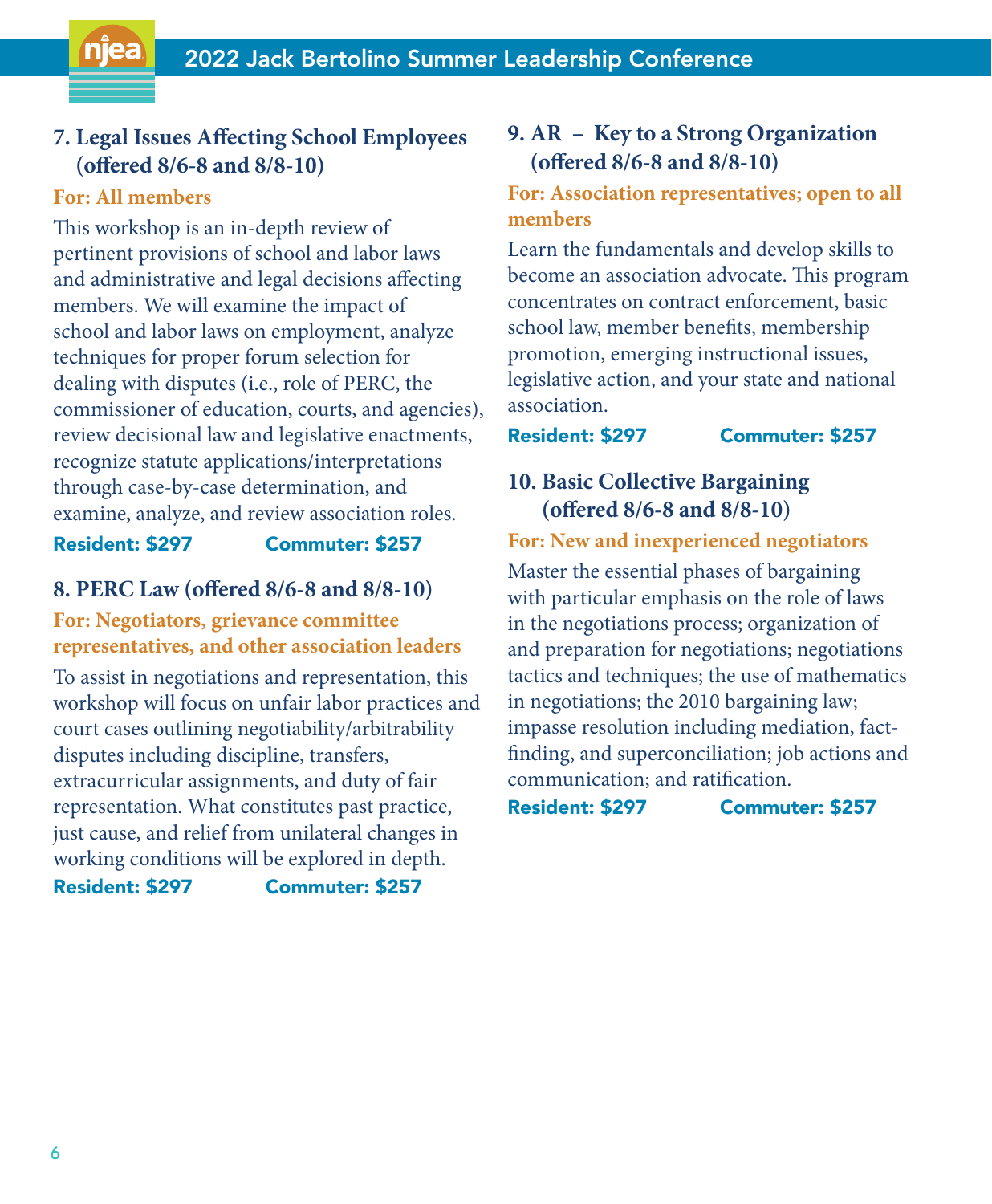## 7. Legal Issues Affecting School Employees (offered 8/6-8 and 8/8-10)

**For: All members**

This workshop is an in-depth review of pertinent provisions of school and labor laws and administrative and legal decisions affecting members. We will examine the impact of school and labor laws on employment, analyze techniques for proper forum selection for dealing with disputes (i.e., role of PERC, the commissioner of education, courts, and agencies), review decisional law and legislative enactments, recognize statute applications/interpretations through case-by-case determination, and examine, analyze, and review association roles.

**Resident: $297** **Commuter: $257**

## 8. PERC Law (offered 8/6-8 and 8/8-10)

**For: Negotiators, grievance committee representatives, and other association leaders**

To assist in negotiations and representation, this workshop will focus on unfair labor practices and court cases outlining negotiability/arbitrability disputes including discipline, transfers, extracurricular assignments, and duty of fair representation. What constitutes past practice, just cause, and relief from unilateral changes in working conditions will be explored in depth.

**Resident: $297** **Commuter: $257**

## 9. AR – Key to a Strong Organization (offered 8/6-8 and 8/8-10)

**For: Association representatives; open to all members**

Learn the fundamentals and develop skills to become an association advocate. This program concentrates on contract enforcement, basic school law, member benefits, membership promotion, emerging instructional issues, legislative action, and your state and national association.

**Resident: $297** **Commuter: $257**

## 10. Basic Collective Bargaining (offered 8/6-8 and 8/8-10)

**For: New and inexperienced negotiators**

Master the essential phases of bargaining with particular emphasis on the role of laws in the negotiations process; organization of and preparation for negotiations; negotiations tactics and techniques; the use of mathematics in negotiations; the 2010 bargaining law; impasse resolution including mediation, fact-finding, and superconciliation; job actions and communication; and ratification.

**Resident: $297** **Commuter: $257**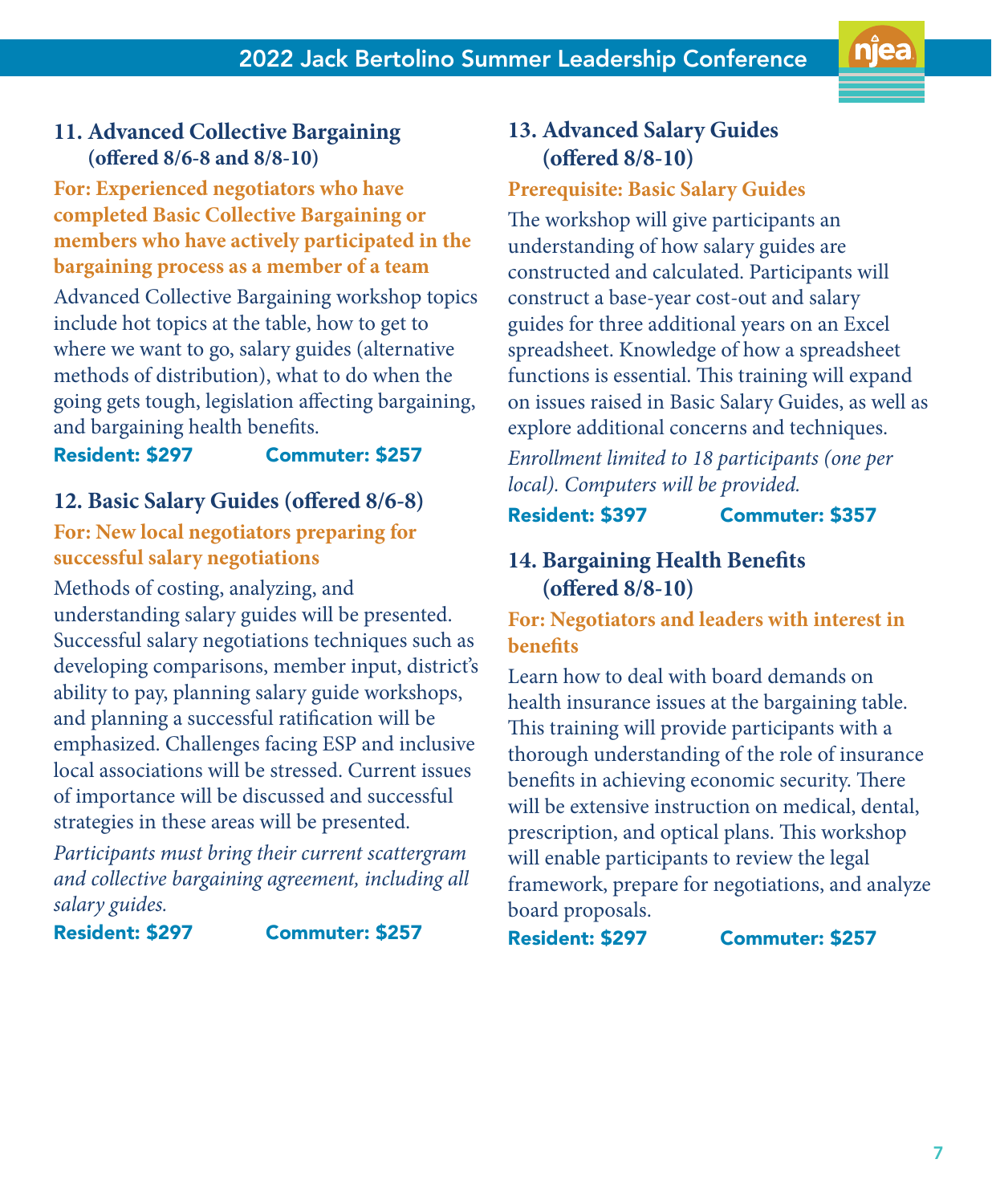### 11. Advanced Collective Bargaining (offered 8/6-8 and 8/8-10)

**For: Experienced negotiators who have completed Basic Collective Bargaining or members who have actively participated in the bargaining process as a member of a team**

Advanced Collective Bargaining workshop topics include hot topics at the table, how to get to where we want to go, salary guides (alternative methods of distribution), what to do when the going gets tough, legislation affecting bargaining, and bargaining health benefits.

**Resident: $297** **Commuter: $257**

### 12. Basic Salary Guides (offered 8/6-8)

**For: New local negotiators preparing for successful salary negotiations**

Methods of costing, analyzing, and understanding salary guides will be presented. Successful salary negotiations techniques such as developing comparisons, member input, district's ability to pay, planning salary guide workshops, and planning a successful ratification will be emphasized. Challenges facing ESP and inclusive local associations will be stressed. Current issues of importance will be discussed and successful strategies in these areas will be presented.

*Participants must bring their current scattergram and collective bargaining agreement, including all salary guides.*

**Resident: $297** **Commuter: $257**

### 13. Advanced Salary Guides (offered 8/8-10)

**Prerequisite: Basic Salary Guides**

The workshop will give participants an understanding of how salary guides are constructed and calculated. Participants will construct a base-year cost-out and salary guides for three additional years on an Excel spreadsheet. Knowledge of how a spreadsheet functions is essential. This training will expand on issues raised in Basic Salary Guides, as well as explore additional concerns and techniques.

*Enrollment limited to 18 participants (one per local). Computers will be provided.*

**Resident: $397** **Commuter: $357**

### 14. Bargaining Health Benefits (offered 8/8-10)

**For: Negotiators and leaders with interest in benefits**

Learn how to deal with board demands on health insurance issues at the bargaining table. This training will provide participants with a thorough understanding of the role of insurance benefits in achieving economic security. There will be extensive instruction on medical, dental, prescription, and optical plans. This workshop will enable participants to review the legal framework, prepare for negotiations, and analyze board proposals.

**Resident: $297** **Commuter: $257**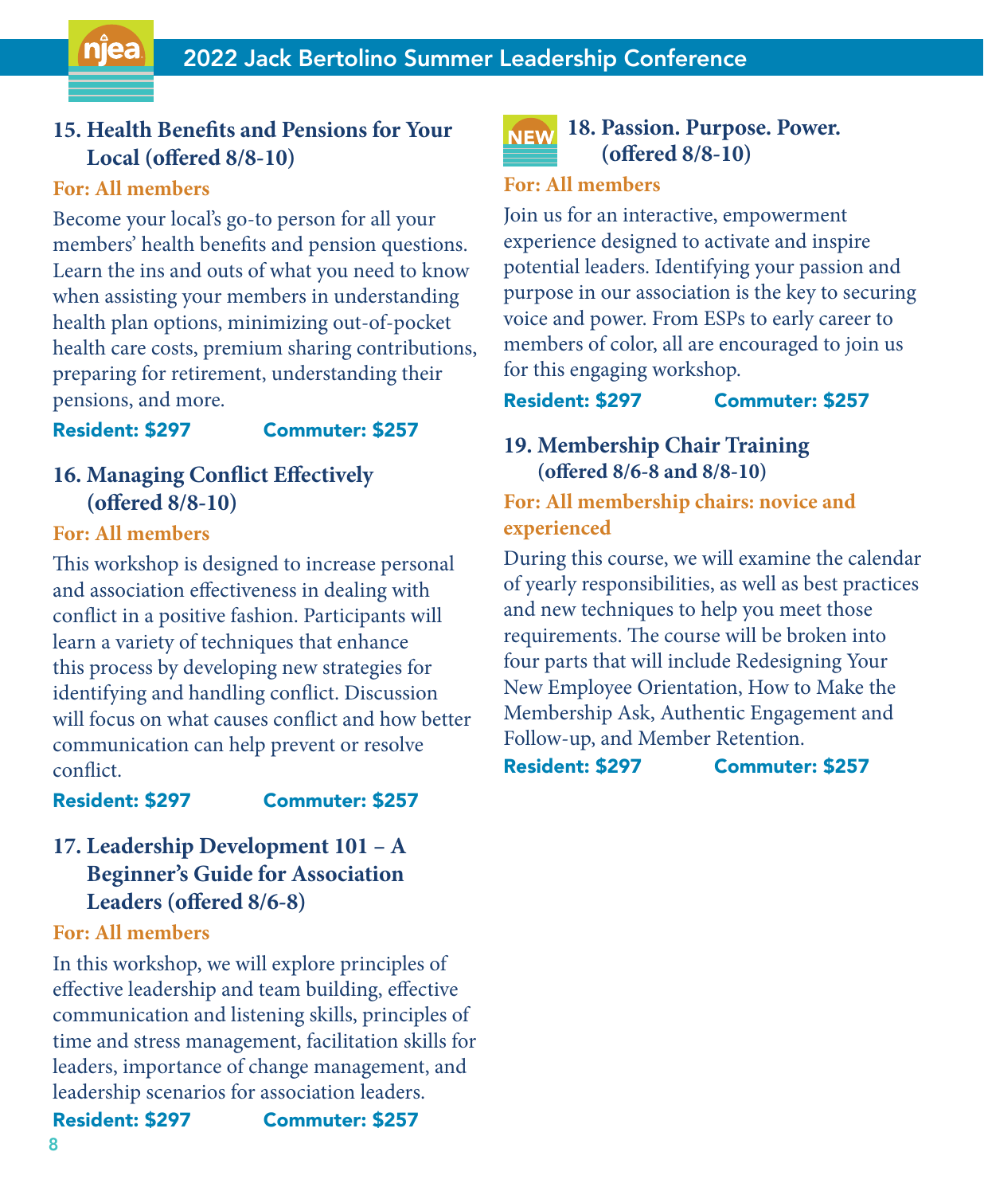### 15. Health Benefits and Pensions for Your Local (offered 8/8-10)

**For: All members**

Become your local's go-to person for all your members' health benefits and pension questions. Learn the ins and outs of what you need to know when assisting your members in understanding health plan options, minimizing out-of-pocket health care costs, premium sharing contributions, preparing for retirement, understanding their pensions, and more.

**Resident: $297** **Commuter: $257**

### 16. Managing Conflict Effectively (offered 8/8-10)

**For: All members**

This workshop is designed to increase personal and association effectiveness in dealing with conflict in a positive fashion. Participants will learn a variety of techniques that enhance this process by developing new strategies for identifying and handling conflict. Discussion will focus on what causes conflict and how better communication can help prevent or resolve conflict.

**Resident: $297** **Commuter: $257**

### 17. Leadership Development 101 – A Beginner's Guide for Association Leaders (offered 8/6-8)

**For: All members**

In this workshop, we will explore principles of effective leadership and team building, effective communication and listening skills, principles of time and stress management, facilitation skills for leaders, importance of change management, and leadership scenarios for association leaders.

**Resident: $297** **Commuter: $257**

### NEW 18. Passion. Purpose. Power. (offered 8/8-10)

**For: All members**

Join us for an interactive, empowerment experience designed to activate and inspire potential leaders. Identifying your passion and purpose in our association is the key to securing voice and power. From ESPs to early career to members of color, all are encouraged to join us for this engaging workshop.

**Resident: $297** **Commuter: $257**

### 19. Membership Chair Training (offered 8/6-8 and 8/8-10)

**For: All membership chairs: novice and experienced**

During this course, we will examine the calendar of yearly responsibilities, as well as best practices and new techniques to help you meet those requirements. The course will be broken into four parts that will include Redesigning Your New Employee Orientation, How to Make the Membership Ask, Authentic Engagement and Follow-up, and Member Retention.

**Resident: $297** **Commuter: $257**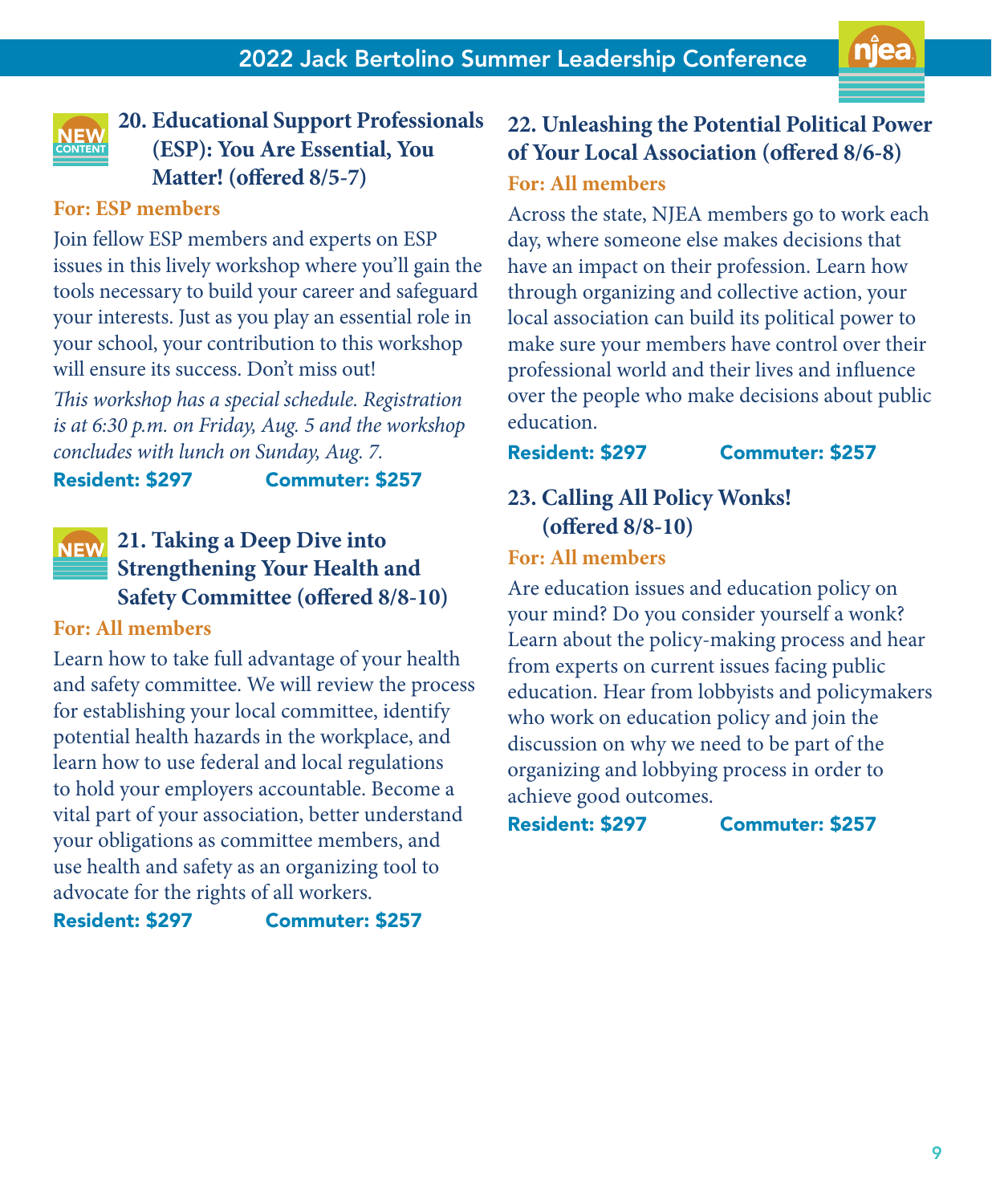NEW CONTENT

### 20. Educational Support Professionals (ESP): You Are Essential, You Matter! (offered 8/5-7)

**For: ESP members**

Join fellow ESP members and experts on ESP issues in this lively workshop where you'll gain the tools necessary to build your career and safeguard your interests. Just as you play an essential role in your school, your contribution to this workshop will ensure its success. Don't miss out!

*This workshop has a special schedule. Registration is at 6:30 p.m. on Friday, Aug. 5 and the workshop concludes with lunch on Sunday, Aug. 7.*

**Resident: $297** **Commuter: $257**

NEW

### 21. Taking a Deep Dive into Strengthening Your Health and Safety Committee (offered 8/8-10)

**For: All members**

Learn how to take full advantage of your health and safety committee. We will review the process for establishing your local committee, identify potential health hazards in the workplace, and learn how to use federal and local regulations to hold your employers accountable. Become a vital part of your association, better understand your obligations as committee members, and use health and safety as an organizing tool to advocate for the rights of all workers.

**Resident: $297** **Commuter: $257**

### 22. Unleashing the Potential Political Power of Your Local Association (offered 8/6-8)

**For: All members**

Across the state, NJEA members go to work each day, where someone else makes decisions that have an impact on their profession. Learn how through organizing and collective action, your local association can build its political power to make sure your members have control over their professional world and their lives and influence over the people who make decisions about public education.

**Resident: $297** **Commuter: $257**

### 23. Calling All Policy Wonks! (offered 8/8-10)

**For: All members**

Are education issues and education policy on your mind? Do you consider yourself a wonk? Learn about the policy-making process and hear from experts on current issues facing public education. Hear from lobbyists and policymakers who work on education policy and join the discussion on why we need to be part of the organizing and lobbying process in order to achieve good outcomes.

**Resident: $297** **Commuter: $257**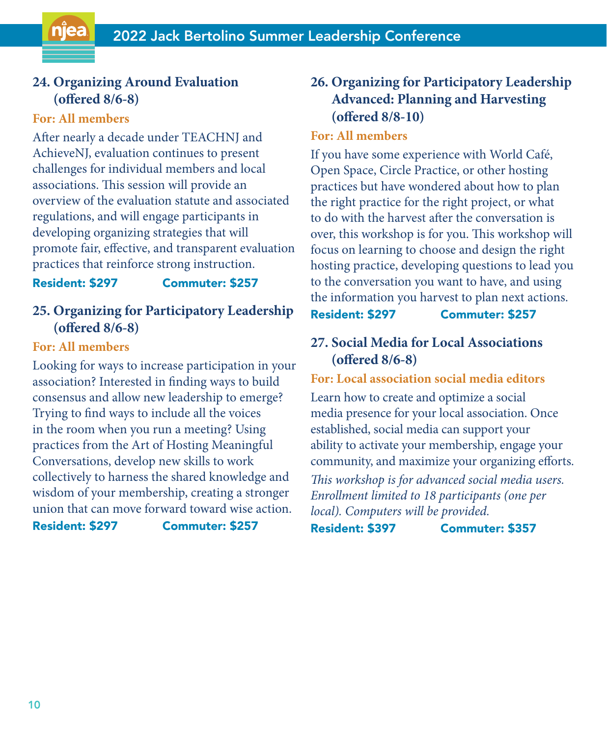## 24. Organizing Around Evaluation (offered 8/6-8)

**For: All members**

After nearly a decade under TEACHNJ and AchieveNJ, evaluation continues to present challenges for individual members and local associations. This session will provide an overview of the evaluation statute and associated regulations, and will engage participants in developing organizing strategies that will promote fair, effective, and transparent evaluation practices that reinforce strong instruction.

**Resident: $297** **Commuter: $257**

## 25. Organizing for Participatory Leadership (offered 8/6-8)

**For: All members**

Looking for ways to increase participation in your association? Interested in finding ways to build consensus and allow new leadership to emerge? Trying to find ways to include all the voices in the room when you run a meeting? Using practices from the Art of Hosting Meaningful Conversations, develop new skills to work collectively to harness the shared knowledge and wisdom of your membership, creating a stronger union that can move forward toward wise action.

**Resident: $297** **Commuter: $257**

## 26. Organizing for Participatory Leadership Advanced: Planning and Harvesting (offered 8/8-10)

**For: All members**

If you have some experience with World Café, Open Space, Circle Practice, or other hosting practices but have wondered about how to plan the right practice for the right project, or what to do with the harvest after the conversation is over, this workshop is for you. This workshop will focus on learning to choose and design the right hosting practice, developing questions to lead you to the conversation you want to have, and using the information you harvest to plan next actions.

**Resident: $297** **Commuter: $257**

## 27. Social Media for Local Associations (offered 8/6-8)

**For: Local association social media editors**

Learn how to create and optimize a social media presence for your local association. Once established, social media can support your ability to activate your membership, engage your community, and maximize your organizing efforts.

*This workshop is for advanced social media users. Enrollment limited to 18 participants (one per local). Computers will be provided.*

**Resident: $397** **Commuter: $357**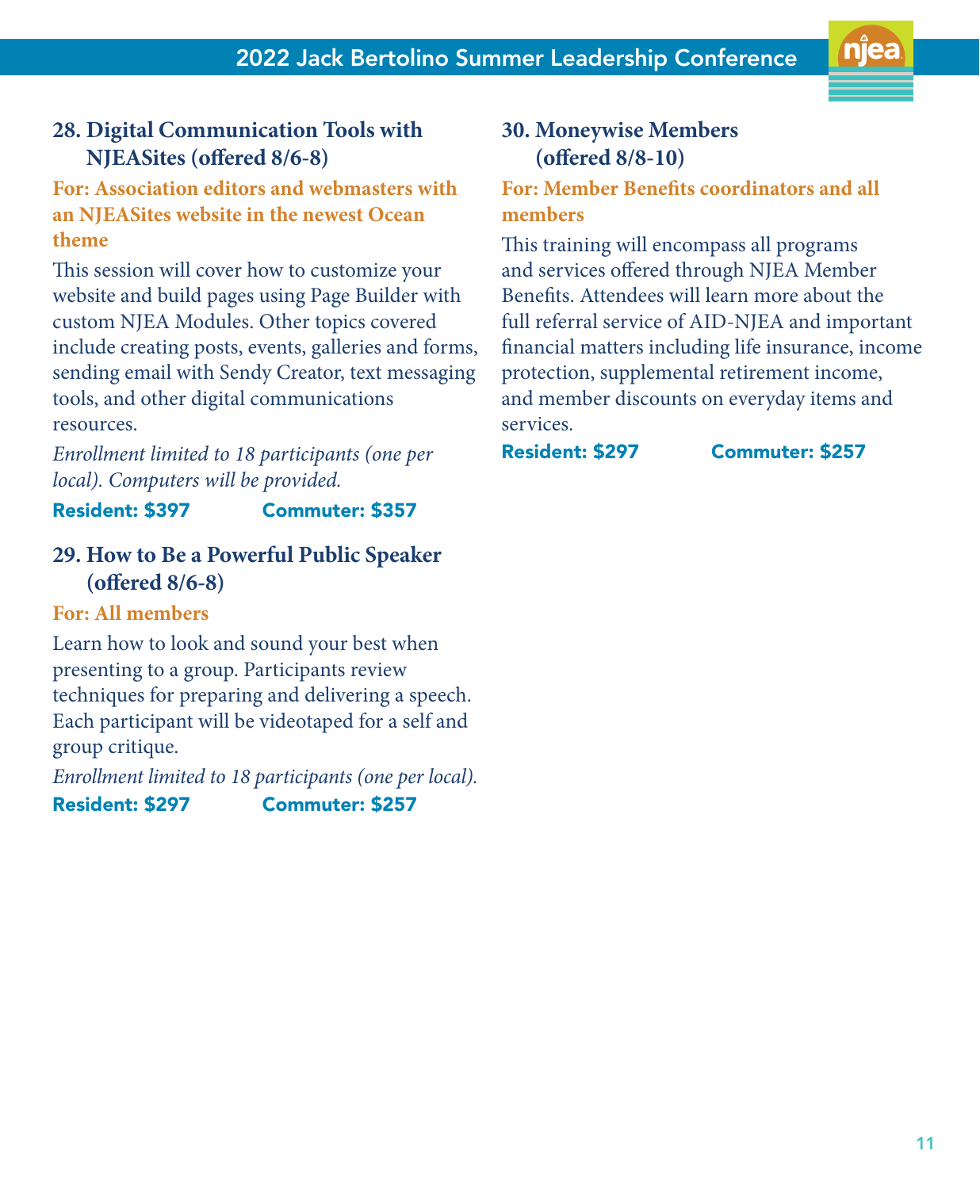## 28. Digital Communication Tools with NJEASites (offered 8/6-8)

**For: Association editors and webmasters with an NJEASites website in the newest Ocean theme**

This session will cover how to customize your website and build pages using Page Builder with custom NJEA Modules. Other topics covered include creating posts, events, galleries and forms, sending email with Sendy Creator, text messaging tools, and other digital communications resources.

*Enrollment limited to 18 participants (one per local). Computers will be provided.*

**Resident: $397** **Commuter: $357**

## 29. How to Be a Powerful Public Speaker (offered 8/6-8)

**For: All members**

Learn how to look and sound your best when presenting to a group. Participants review techniques for preparing and delivering a speech. Each participant will be videotaped for a self and group critique.

*Enrollment limited to 18 participants (one per local).*

**Resident: $297** **Commuter: $257**

## 30. Moneywise Members (offered 8/8-10)

**For: Member Benefits coordinators and all members**

This training will encompass all programs and services offered through NJEA Member Benefits. Attendees will learn more about the full referral service of AID-NJEA and important financial matters including life insurance, income protection, supplemental retirement income, and member discounts on everyday items and services.

**Resident: $297** **Commuter: $257**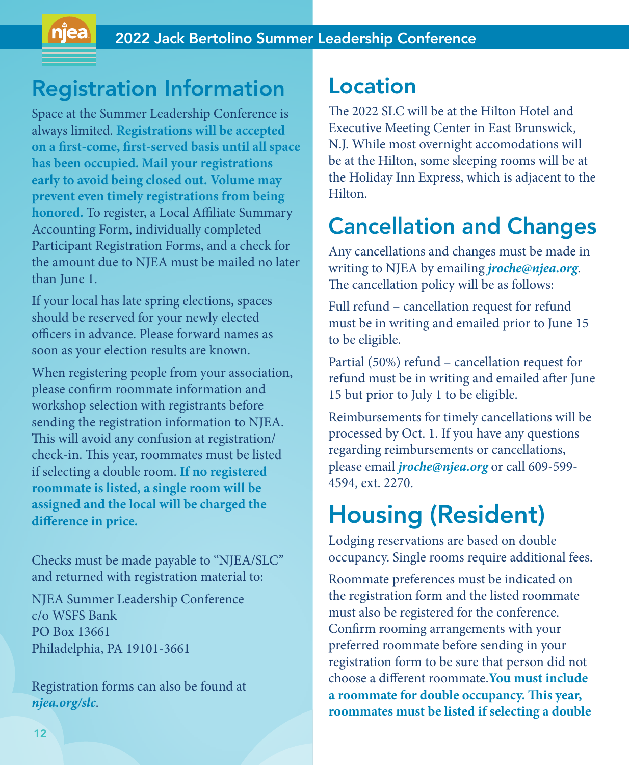## Registration Information

Space at the Summer Leadership Conference is always limited. **Registrations will be accepted on a first-come, first-served basis until all space has been occupied. Mail your registrations early to avoid being closed out. Volume may prevent even timely registrations from being honored.** To register, a Local Affiliate Summary Accounting Form, individually completed Participant Registration Forms, and a check for the amount due to NJEA must be mailed no later than June 1.

If your local has late spring elections, spaces should be reserved for your newly elected officers in advance. Please forward names as soon as your election results are known.

When registering people from your association, please confirm roommate information and workshop selection with registrants before sending the registration information to NJEA. This will avoid any confusion at registration/check-in. This year, roommates must be listed if selecting a double room. **If no registered roommate is listed, a single room will be assigned and the local will be charged the difference in price.**

Checks must be made payable to "NJEA/SLC" and returned with registration material to:

NJEA Summer Leadership Conference
c/o WSFS Bank
PO Box 13661
Philadelphia, PA 19101-3661

Registration forms can also be found at ***njea.org/slc***.

## Location

The 2022 SLC will be at the Hilton Hotel and Executive Meeting Center in East Brunswick, N.J. While most overnight accomodations will be at the Hilton, some sleeping rooms will be at the Holiday Inn Express, which is adjacent to the Hilton.

## Cancellation and Changes

Any cancellations and changes must be made in writing to NJEA by emailing ***jroche@njea.org***. The cancellation policy will be as follows:

Full refund – cancellation request for refund must be in writing and emailed prior to June 15 to be eligible.

Partial (50%) refund – cancellation request for refund must be in writing and emailed after June 15 but prior to July 1 to be eligible.

Reimbursements for timely cancellations will be processed by Oct. 1. If you have any questions regarding reimbursements or cancellations, please email ***jroche@njea.org*** or call 609-599-4594, ext. 2270.

# Housing (Resident)

Lodging reservations are based on double occupancy. Single rooms require additional fees.

Roommate preferences must be indicated on the registration form and the listed roommate must also be registered for the conference. Confirm rooming arrangements with your preferred roommate before sending in your registration form to be sure that person did not choose a different roommate. **You must include a roommate for double occupancy. This year, roommates must be listed if selecting a double**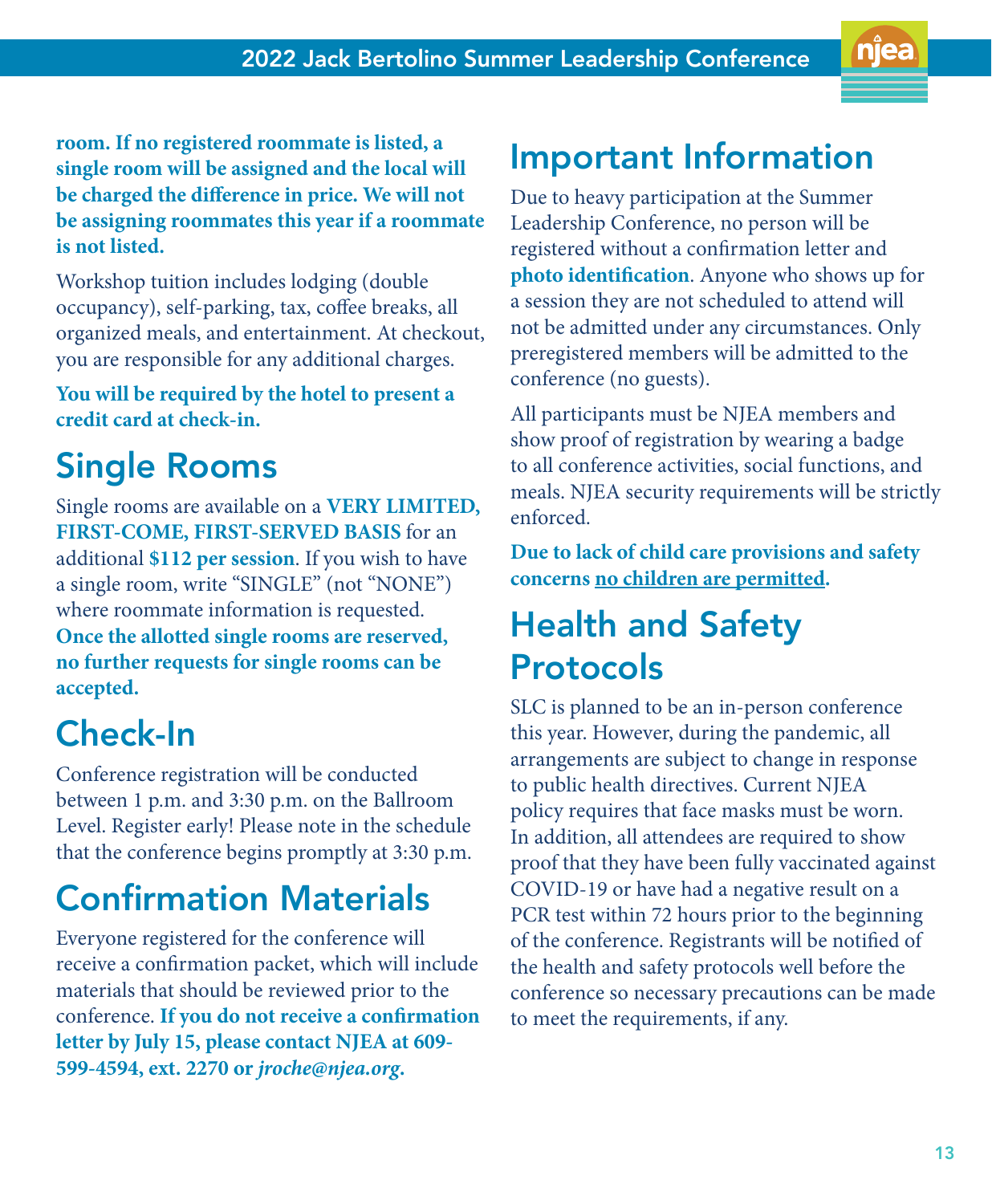**room. If no registered roommate is listed, a single room will be assigned and the local will be charged the difference in price. We will not be assigning roommates this year if a roommate is not listed.**

Workshop tuition includes lodging (double occupancy), self-parking, tax, coffee breaks, all organized meals, and entertainment. At checkout, you are responsible for any additional charges.

**You will be required by the hotel to present a credit card at check-in.**

## Single Rooms

Single rooms are available on a **VERY LIMITED, FIRST-COME, FIRST-SERVED BASIS** for an additional **$112 per session**. If you wish to have a single room, write "SINGLE" (not "NONE") where roommate information is requested. **Once the allotted single rooms are reserved, no further requests for single rooms can be accepted.**

## Check-In

Conference registration will be conducted between 1 p.m. and 3:30 p.m. on the Ballroom Level. Register early! Please note in the schedule that the conference begins promptly at 3:30 p.m.

## Confirmation Materials

Everyone registered for the conference will receive a confirmation packet, which will include materials that should be reviewed prior to the conference. **If you do not receive a confirmation letter by July 15, please contact NJEA at 609-599-4594, ext. 2270 or *jroche@njea.org*.**

## Important Information

Due to heavy participation at the Summer Leadership Conference, no person will be registered without a confirmation letter and **photo identification**. Anyone who shows up for a session they are not scheduled to attend will not be admitted under any circumstances. Only preregistered members will be admitted to the conference (no guests).

All participants must be NJEA members and show proof of registration by wearing a badge to all conference activities, social functions, and meals. NJEA security requirements will be strictly enforced.

**Due to lack of child care provisions and safety concerns <u>no children are permitted</u>.**

## Health and Safety Protocols

SLC is planned to be an in-person conference this year. However, during the pandemic, all arrangements are subject to change in response to public health directives. Current NJEA policy requires that face masks must be worn. In addition, all attendees are required to show proof that they have been fully vaccinated against COVID-19 or have had a negative result on a PCR test within 72 hours prior to the beginning of the conference. Registrants will be notified of the health and safety protocols well before the conference so necessary precautions can be made to meet the requirements, if any.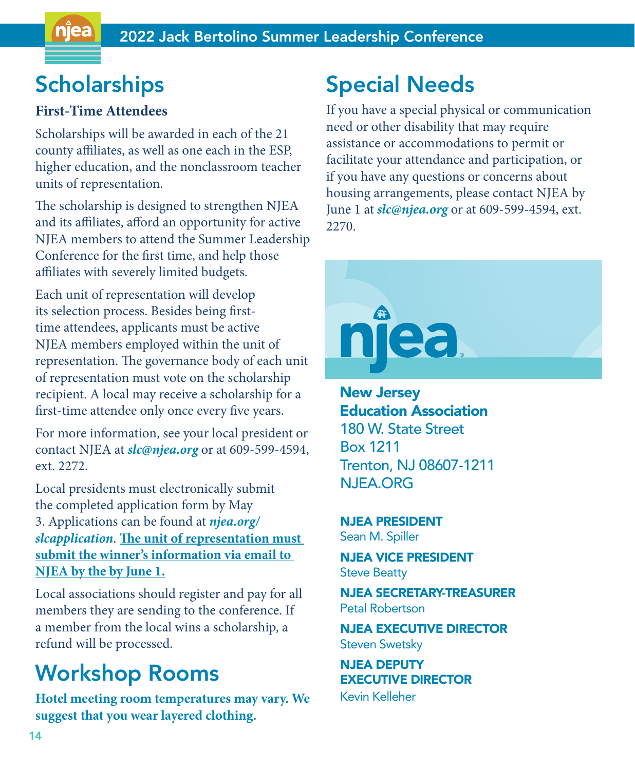# Scholarships

**First-Time Attendees**

Scholarships will be awarded in each of the 21 county affiliates, as well as one each in the ESP, higher education, and the nonclassroom teacher units of representation.

The scholarship is designed to strengthen NJEA and its affiliates, afford an opportunity for active NJEA members to attend the Summer Leadership Conference for the first time, and help those affiliates with severely limited budgets.

Each unit of representation will develop its selection process. Besides being first-time attendees, applicants must be active NJEA members employed within the unit of representation. The governance body of each unit of representation must vote on the scholarship recipient. A local may receive a scholarship for a first-time attendee only once every five years.

For more information, see your local president or contact NJEA at ***slc@njea.org*** or at 609-599-4594, ext. 2272.

Local presidents must electronically submit the completed application form by May 3. Applications can be found at ***njea.org/slcapplication***. **The unit of representation must submit the winner's information via email to NJEA by the by June 1.**

Local associations should register and pay for all members they are sending to the conference. If a member from the local wins a scholarship, a refund will be processed.

# Workshop Rooms

**Hotel meeting room temperatures may vary. We suggest that you wear layered clothing.**

# Special Needs

If you have a special physical or communication need or other disability that may require assistance or accommodations to permit or facilitate your attendance and participation, or if you have any questions or concerns about housing arrangements, please contact NJEA by June 1 at ***slc@njea.org*** or at 609-599-4594, ext. 2270.

**New Jersey Education Association**
180 W. State Street
Box 1211
Trenton, NJ 08607-1211
NJEA.ORG

**NJEA PRESIDENT**
Sean M. Spiller

**NJEA VICE PRESIDENT**
Steve Beatty

**NJEA SECRETARY-TREASURER**
Petal Robertson

**NJEA EXECUTIVE DIRECTOR**
Steven Swetsky

**NJEA DEPUTY EXECUTIVE DIRECTOR**
Kevin Kelleher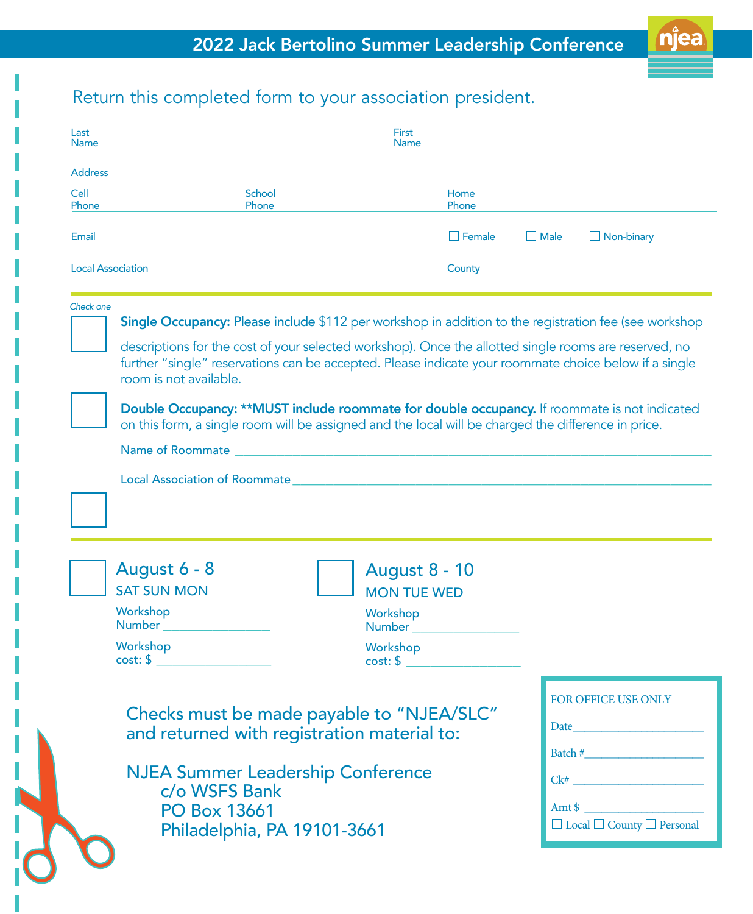# 2022 Jack Bertolino Summer Leadership Conference

Return this completed form to your association president.

Last Name ____________________ First Name ____________________

Address ____________________

Cell Phone ____________________ School Phone ____________________ Home Phone ____________________

Email ____________________ ☐ Female ☐ Male ☐ Non-binary

Local Association ____________________ County ____________________

*Check one*

☐ **Single Occupancy:** Please include $112 per workshop in addition to the registration fee (see workshop descriptions for the cost of your selected workshop). Once the allotted single rooms are reserved, no further "single" reservations can be accepted. Please indicate your roommate choice below if a single room is not available.

☐ **Double Occupancy: \*\*MUST include roommate for double occupancy.** If roommate is not indicated on this form, a single room will be assigned and the local will be charged the difference in price.

Name of Roommate ____________________

Local Association of Roommate ____________________

☐

☐ **August 6 - 8**
SAT SUN MON

Workshop Number ____________________

Workshop cost: $ ____________________

☐ **August 8 - 10**
MON TUE WED

Workshop Number ____________________

Workshop cost: $ ____________________

Checks must be made payable to "NJEA/SLC" and returned with registration material to:

NJEA Summer Leadership Conference
c/o WSFS Bank
PO Box 13661
Philadelphia, PA 19101-3661

FOR OFFICE USE ONLY

Date ____________________

Batch # ____________________

Ck# ____________________

Amt $ ____________________

☐ Local ☐ County ☐ Personal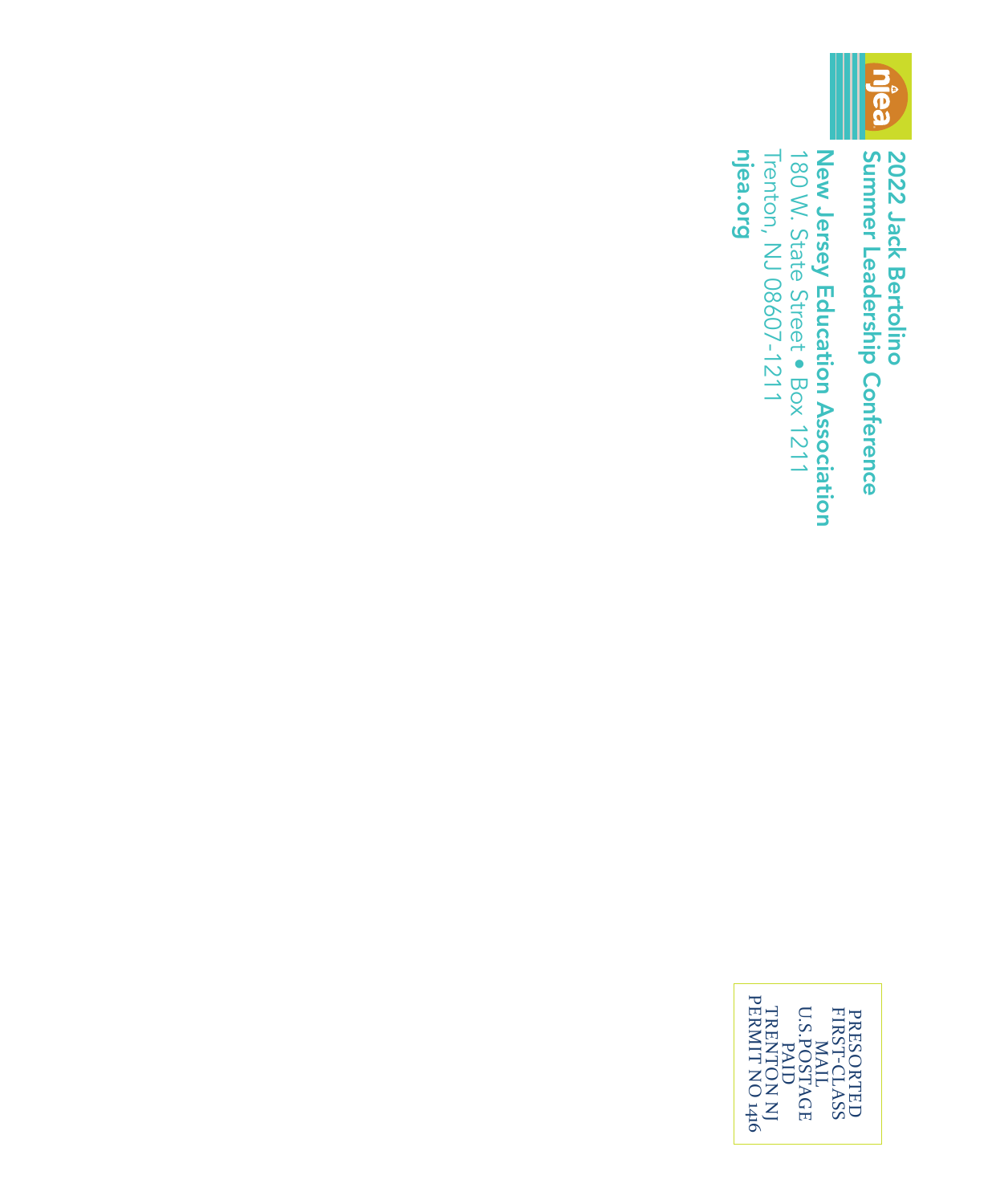**2022 Jack Bertolino**
**Summer Leadership Conference**

**New Jersey Education Association**
180 W. State Street • Box 1211
Trenton, NJ 08607-1211
**njea.org**

PRESORTED
FIRST-CLASS
MAIL
U.S.POSTAGE
PAID
TRENTON NJ
PERMIT NO 1416